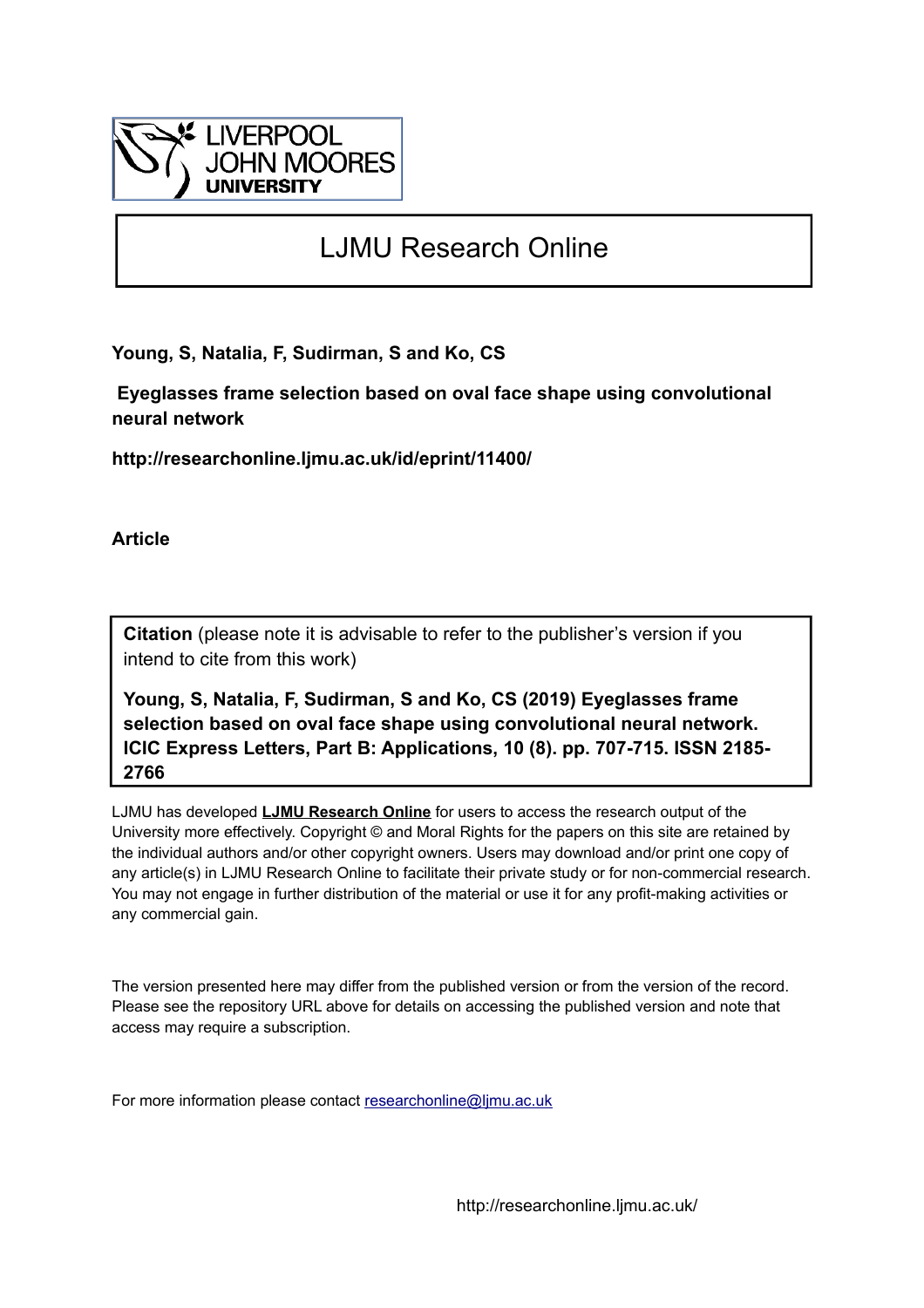LIVERPOOL JOHN MOORES UNIVERSITY

# LJMU Research Online

**Young, S, Natalia, F, Sudirman, S and Ko, CS**

**Eyeglasses frame selection based on oval face shape using convolutional neural network**

**http://researchonline.ljmu.ac.uk/id/eprint/11400/**

**Article**

**Citation** (please note it is advisable to refer to the publisher's version if you intend to cite from this work)

**Young, S, Natalia, F, Sudirman, S and Ko, CS (2019) Eyeglasses frame selection based on oval face shape using convolutional neural network. ICIC Express Letters, Part B: Applications, 10 (8). pp. 707-715. ISSN 2185-2766**

LJMU has developed **LJMU Research Online** for users to access the research output of the University more effectively. Copyright © and Moral Rights for the papers on this site are retained by the individual authors and/or other copyright owners. Users may download and/or print one copy of any article(s) in LJMU Research Online to facilitate their private study or for non-commercial research. You may not engage in further distribution of the material or use it for any profit-making activities or any commercial gain.

The version presented here may differ from the published version or from the version of the record. Please see the repository URL above for details on accessing the published version and note that access may require a subscription.

For more information please contact researchonline@ljmu.ac.uk

http://researchonline.ljmu.ac.uk/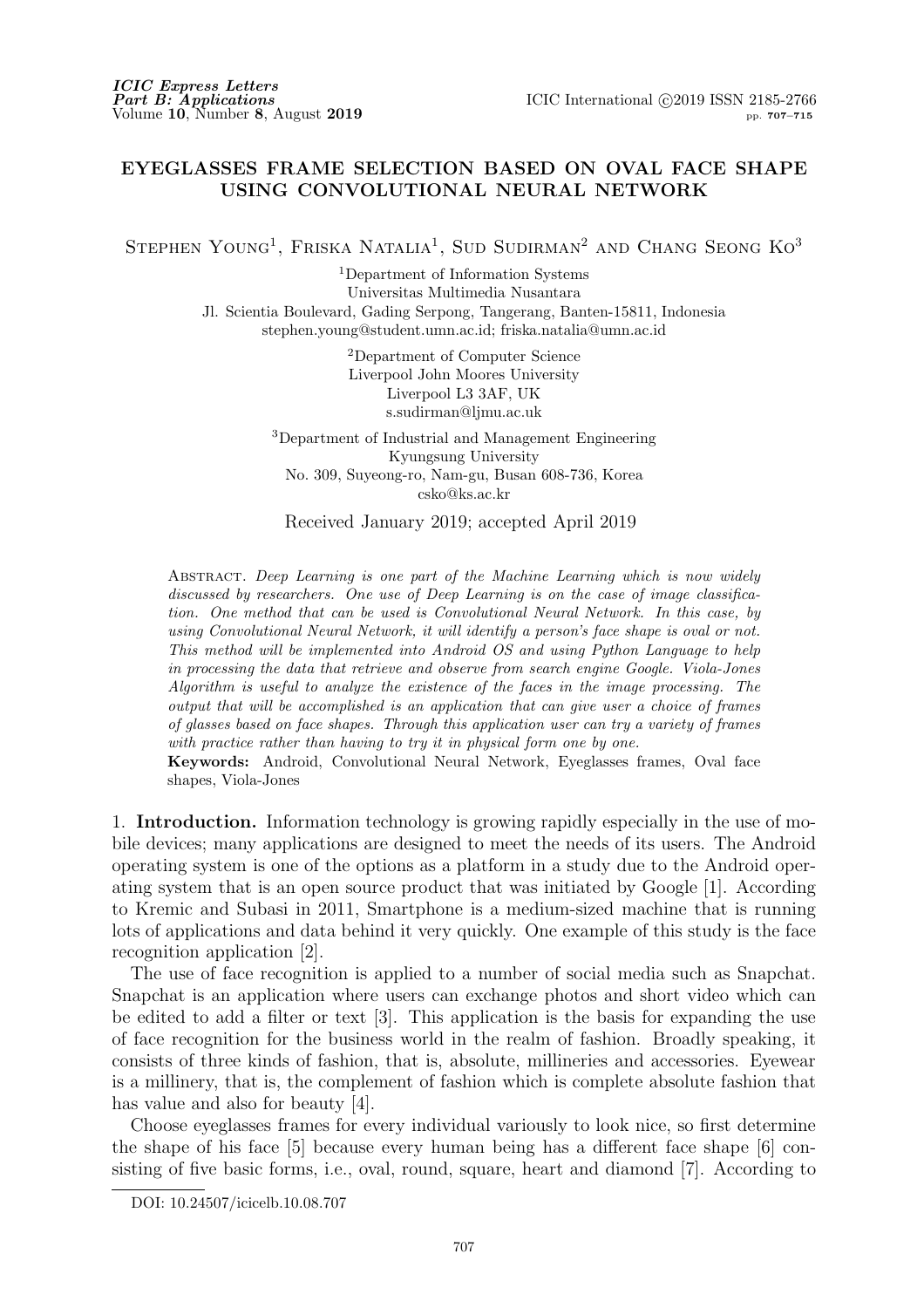# EYEGLASSES FRAME SELECTION BASED ON OVAL FACE SHAPE USING CONVOLUTIONAL NEURAL NETWORK

Stephen Young[1], Friska Natalia[1], Sud Sudirman[2] and Chang Seong Ko[3]

[1]Department of Information Systems
Universitas Multimedia Nusantara
Jl. Scientia Boulevard, Gading Serpong, Tangerang, Banten-15811, Indonesia
stephen.young@student.umn.ac.id; friska.natalia@umn.ac.id

[2]Department of Computer Science
Liverpool John Moores University
Liverpool L3 3AF, UK
s.sudirman@ljmu.ac.uk

[3]Department of Industrial and Management Engineering
Kyungsung University
No. 309, Suyeong-ro, Nam-gu, Busan 608-736, Korea
csko@ks.ac.kr

Received January 2019; accepted April 2019

Abstract. *Deep Learning is one part of the Machine Learning which is now widely discussed by researchers. One use of Deep Learning is on the case of image classification. One method that can be used is Convolutional Neural Network. In this case, by using Convolutional Neural Network, it will identify a person's face shape is oval or not. This method will be implemented into Android OS and using Python Language to help in processing the data that retrieve and observe from search engine Google. Viola-Jones Algorithm is useful to analyze the existence of the faces in the image processing. The output that will be accomplished is an application that can give user a choice of frames of glasses based on face shapes. Through this application user can try a variety of frames with practice rather than having to try it in physical form one by one.*

**Keywords:** Android, Convolutional Neural Network, Eyeglasses frames, Oval face shapes, Viola-Jones

1. **Introduction.** Information technology is growing rapidly especially in the use of mobile devices; many applications are designed to meet the needs of its users. The Android operating system is one of the options as a platform in a study due to the Android operating system that is an open source product that was initiated by Google [1]. According to Kremic and Subasi in 2011, Smartphone is a medium-sized machine that is running lots of applications and data behind it very quickly. One example of this study is the face recognition application [2].

The use of face recognition is applied to a number of social media such as Snapchat. Snapchat is an application where users can exchange photos and short video which can be edited to add a filter or text [3]. This application is the basis for expanding the use of face recognition for the business world in the realm of fashion. Broadly speaking, it consists of three kinds of fashion, that is, absolute, millineries and accessories. Eyewear is a millinery, that is, the complement of fashion which is complete absolute fashion that has value and also for beauty [4].

Choose eyeglasses frames for every individual variously to look nice, so first determine the shape of his face [5] because every human being has a different face shape [6] consisting of five basic forms, i.e., oval, round, square, heart and diamond [7]. According to

DOI: 10.24507/icicelb.10.08.707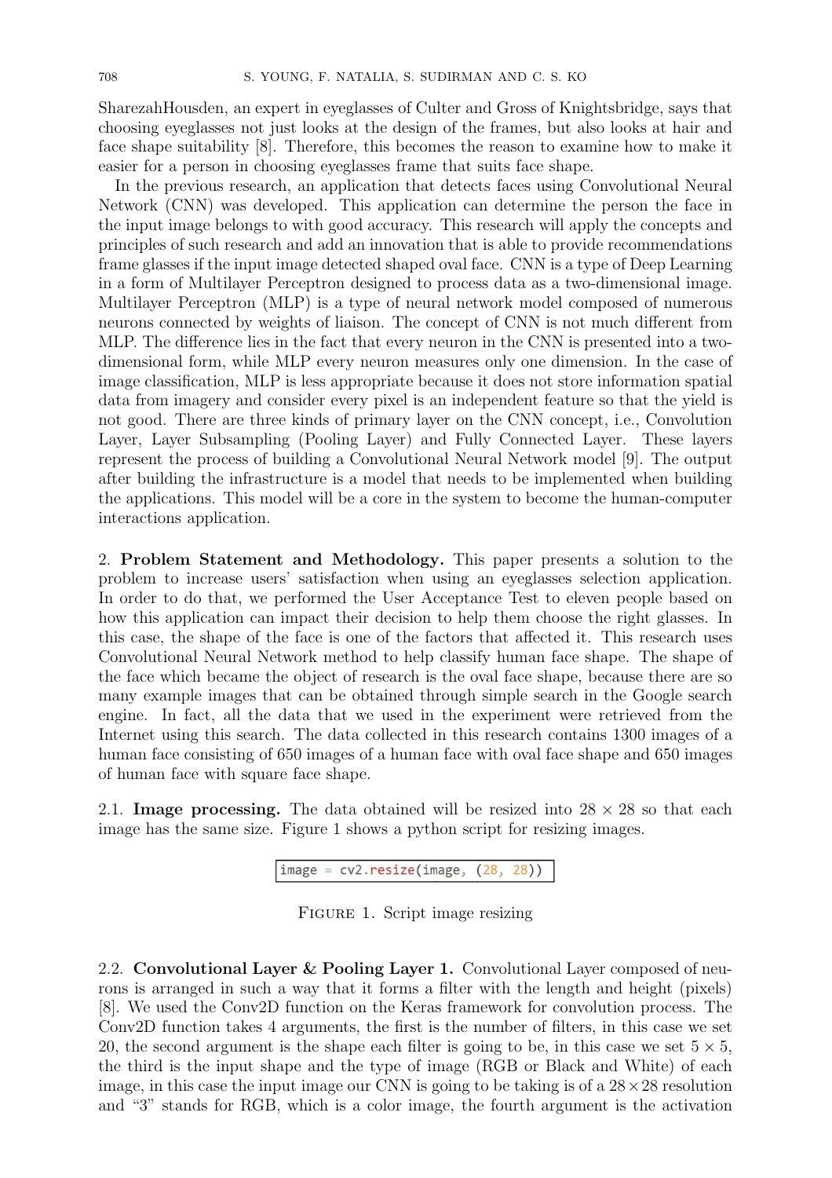SharezahHousden, an expert in eyeglasses of Culter and Gross of Knightsbridge, says that choosing eyeglasses not just looks at the design of the frames, but also looks at hair and face shape suitability [8]. Therefore, this becomes the reason to examine how to make it easier for a person in choosing eyeglasses frame that suits face shape.

In the previous research, an application that detects faces using Convolutional Neural Network (CNN) was developed. This application can determine the person the face in the input image belongs to with good accuracy. This research will apply the concepts and principles of such research and add an innovation that is able to provide recommendations frame glasses if the input image detected shaped oval face. CNN is a type of Deep Learning in a form of Multilayer Perceptron designed to process data as a two-dimensional image. Multilayer Perceptron (MLP) is a type of neural network model composed of numerous neurons connected by weights of liaison. The concept of CNN is not much different from MLP. The difference lies in the fact that every neuron in the CNN is presented into a two-dimensional form, while MLP every neuron measures only one dimension. In the case of image classification, MLP is less appropriate because it does not store information spatial data from imagery and consider every pixel is an independent feature so that the yield is not good. There are three kinds of primary layer on the CNN concept, i.e., Convolution Layer, Layer Subsampling (Pooling Layer) and Fully Connected Layer. These layers represent the process of building a Convolutional Neural Network model [9]. The output after building the infrastructure is a model that needs to be implemented when building the applications. This model will be a core in the system to become the human-computer interactions application.

## 2. Problem Statement and Methodology.

This paper presents a solution to the problem to increase users' satisfaction when using an eyeglasses selection application. In order to do that, we performed the User Acceptance Test to eleven people based on how this application can impact their decision to help them choose the right glasses. In this case, the shape of the face is one of the factors that affected it. This research uses Convolutional Neural Network method to help classify human face shape. The shape of the face which became the object of research is the oval face shape, because there are so many example images that can be obtained through simple search in the Google search engine. In fact, all the data that we used in the experiment were retrieved from the Internet using this search. The data collected in this research contains 1300 images of a human face consisting of 650 images of a human face with oval face shape and 650 images of human face with square face shape.

### 2.1. Image processing.

The data obtained will be resized into $28 \times 28$ so that each image has the same size. Figure 1 shows a python script for resizing images.

```
image = cv2.resize(image, (28, 28))
```

Figure 1. Script image resizing

### 2.2. Convolutional Layer & Pooling Layer 1.

Convolutional Layer composed of neurons is arranged in such a way that it forms a filter with the length and height (pixels) [8]. We used the Conv2D function on the Keras framework for convolution process. The Conv2D function takes 4 arguments, the first is the number of filters, in this case we set 20, the second argument is the shape each filter is going to be, in this case we set $5 \times 5$, the third is the input shape and the type of image (RGB or Black and White) of each image, in this case the input image our CNN is going to be taking is of a $28 \times 28$ resolution and "3" stands for RGB, which is a color image, the fourth argument is the activation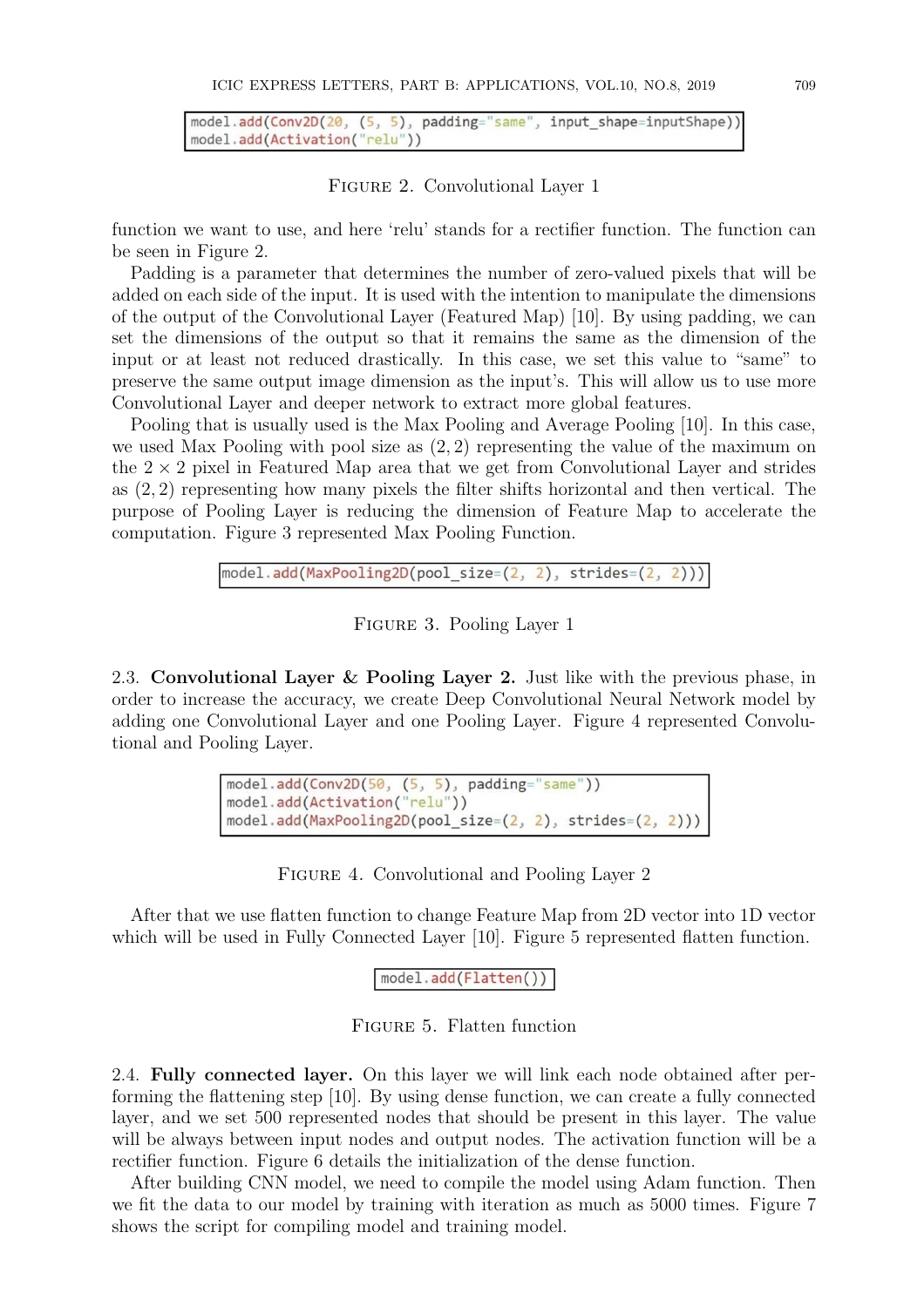```
model.add(Conv2D(20, (5, 5), padding="same", input_shape=inputShape))
model.add(Activation("relu"))
```

FIGURE 2. Convolutional Layer 1

function we want to use, and here 'relu' stands for a rectifier function. The function can be seen in Figure 2.

Padding is a parameter that determines the number of zero-valued pixels that will be added on each side of the input. It is used with the intention to manipulate the dimensions of the output of the Convolutional Layer (Featured Map) [10]. By using padding, we can set the dimensions of the output so that it remains the same as the dimension of the input or at least not reduced drastically. In this case, we set this value to "same" to preserve the same output image dimension as the input's. This will allow us to use more Convolutional Layer and deeper network to extract more global features.

Pooling that is usually used is the Max Pooling and Average Pooling [10]. In this case, we used Max Pooling with pool size as $(2, 2)$ representing the maximum on the $2 \times 2$ pixel in Featured Map area that we get from Convolutional Layer and strides as $(2, 2)$ representing how many pixels the filter shifts horizontal and then vertical. The purpose of Pooling Layer is reducing the dimension of Feature Map to accelerate the computation. Figure 3 represented Max Pooling Function.

```
model.add(MaxPooling2D(pool_size=(2, 2), strides=(2, 2)))
```

FIGURE 3. Pooling Layer 1

### 2.3. Convolutional Layer & Pooling Layer 2.

Just like with the previous phase, in order to increase the accuracy, we create Deep Convolutional Neural Network model by adding one Convolutional Layer and one Pooling Layer. Figure 4 represented Convolutional and Pooling Layer.

```
model.add(Conv2D(50, (5, 5), padding="same"))
model.add(Activation("relu"))
model.add(MaxPooling2D(pool_size=(2, 2), strides=(2, 2)))
```

FIGURE 4. Convolutional and Pooling Layer 2

After that we use flatten function to change Feature Map from 2D vector into 1D vector which will be used in Fully Connected Layer [10]. Figure 5 represented flatten function.

```
model.add(Flatten())
```

FIGURE 5. Flatten function

### 2.4. Fully connected layer.

On this layer we will link each node obtained after performing the flattening step [10]. By using dense function, we can create a fully connected layer, and we set 500 represented nodes that should be present in this layer. The value will be always between input nodes and output nodes. The activation function will be a rectifier function. Figure 6 details the initialization of the dense function.

After building CNN model, we need to compile the model using Adam function. Then we fit the data to our model by training with iteration as much as 5000 times. Figure 7 shows the script for compiling model and training model.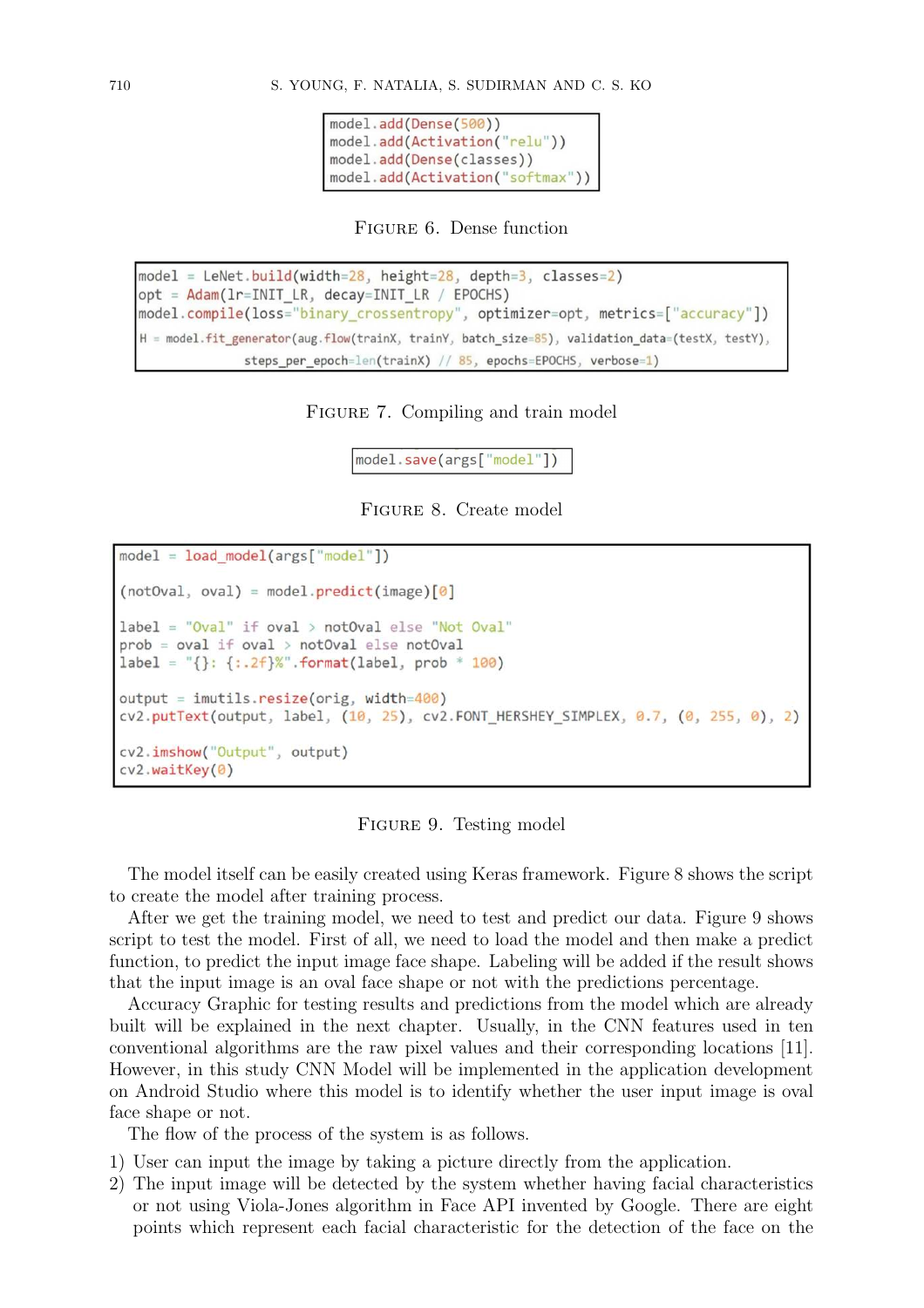```
model.add(Dense(500))
model.add(Activation("relu"))
model.add(Dense(classes))
model.add(Activation("softmax"))
```

Figure 6. Dense function

```
model = LeNet.build(width=28, height=28, depth=3, classes=2)
opt = Adam(lr=INIT_LR, decay=INIT_LR / EPOCHS)
model.compile(loss="binary_crossentropy", optimizer=opt, metrics=["accuracy"])
H = model.fit_generator(aug.flow(trainX, trainY, batch_size=85), validation_data=(testX, testY),
            steps_per_epoch=len(trainX) // 85, epochs=EPOCHS, verbose=1)
```

Figure 7. Compiling and train model

```
model.save(args["model"])
```

Figure 8. Create model

```
model = load_model(args["model"])

(notOval, oval) = model.predict(image)[0]

label = "Oval" if oval > notOval else "Not Oval"
prob = oval if oval > notOval else notOval
label = "{}: {:.2f}%".format(label, prob * 100)

output = imutils.resize(orig, width=400)
cv2.putText(output, label, (10, 25), cv2.FONT_HERSHEY_SIMPLEX, 0.7, (0, 255, 0), 2)

cv2.imshow("Output", output)
cv2.waitKey(0)
```

Figure 9. Testing model

The model itself can be easily created using Keras framework. Figure 8 shows the script to create the model after training process.

After we get the training model, we need to test and predict our data. Figure 9 shows script to test the model. First of all, we need to load the model and then make a predict function, to predict the input image face shape. Labeling will be added if the result shows that the input image is an oval face shape or not with the predictions percentage.

Accuracy Graphic for testing results and predictions from the model which are already built will be explained in the next chapter. Usually, in the CNN features used in ten conventional algorithms are the raw pixel values and their corresponding locations [11]. However, in this study CNN Model will be implemented in the application development on Android Studio where this model is to identify whether the user input image is oval face shape or not.

The flow of the process of the system is as follows.

1) User can input the image by taking a picture directly from the application.
2) The input image will be detected by the system whether having facial characteristics or not using Viola-Jones algorithm in Face API invented by Google. There are eight points which represent each facial characteristic for the detection of the face on the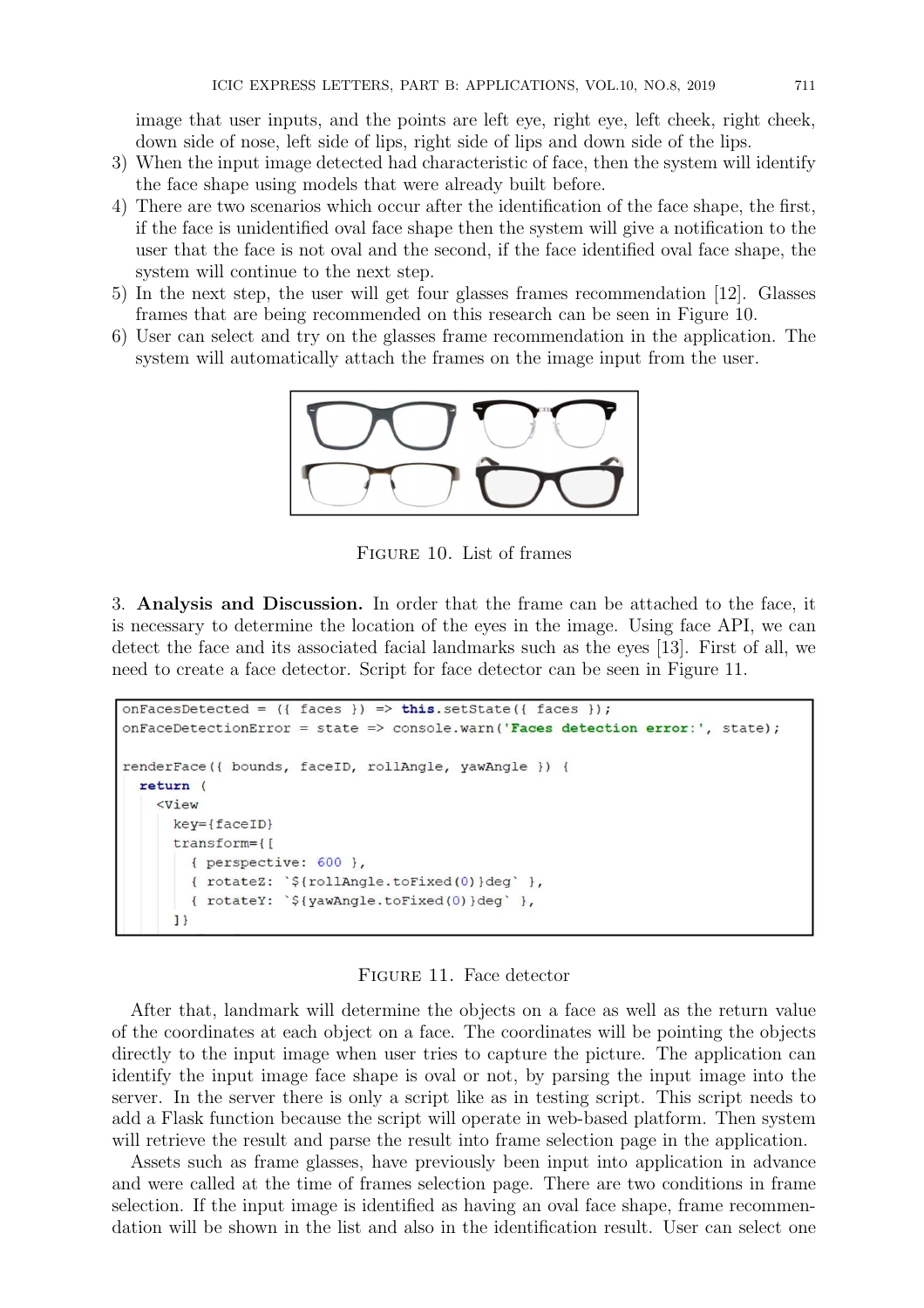image that user inputs, and the points are left eye, right eye, left cheek, right cheek, down side of nose, left side of lips, right side of lips and down side of the lips.

3) When the input image detected had characteristic of face, then the system will identify the face shape using models that were already built before.
4) There are two scenarios which occur after the identification of the face shape, the first, if the face is unidentified oval face shape then the system will give a notification to the user that the face is not oval and the second, if the face identified oval face shape, the system will continue to the next step.
5) In the next step, the user will get four glasses frames recommendation [12]. Glasses frames that are being recommended on this research can be seen in Figure 10.
6) User can select and try on the glasses frame recommendation in the application. The system will automatically attach the frames on the image input from the user.

Figure 10. List of frames

3. **Analysis and Discussion.** In order that the frame can be attached to the face, it is necessary to determine the location of the eyes in the image. Using face API, we can detect the face and its associated facial landmarks such as the eyes [13]. First of all, we need to create a face detector. Script for face detector can be seen in Figure 11.

```
onFacesDetected = ({ faces }) => this.setState({ faces });
onFaceDetectionError = state => console.warn('Faces detection error:', state);

renderFace({ bounds, faceID, rollAngle, yawAngle }) {
  return (
    <View
      key={faceID}
      transform={[
        { perspective: 600 },
        { rotateZ: `${rollAngle.toFixed(0)}deg` },
        { rotateY: `${yawAngle.toFixed(0)}deg` },
      ]}
```

Figure 11. Face detector

After that, landmark will determine the objects on a face as well as the return value of the coordinates at each object on a face. The coordinates will be pointing the objects directly to the input image when user tries to capture the picture. The application can identify the input image face shape is oval or not, by parsing the input image into the server. In the server there is only a script like as in testing script. This script needs to add a Flask function because the script will operate in web-based platform. Then system will retrieve the result and parse the result into frame selection page in the application.

Assets such as frame glasses, have previously been input into application in advance and were called at the time of frames selection page. There are two conditions in frame selection. If the input image is identified as having an oval face shape, frame recommendation will be shown in the list and also in the identification result. User can select one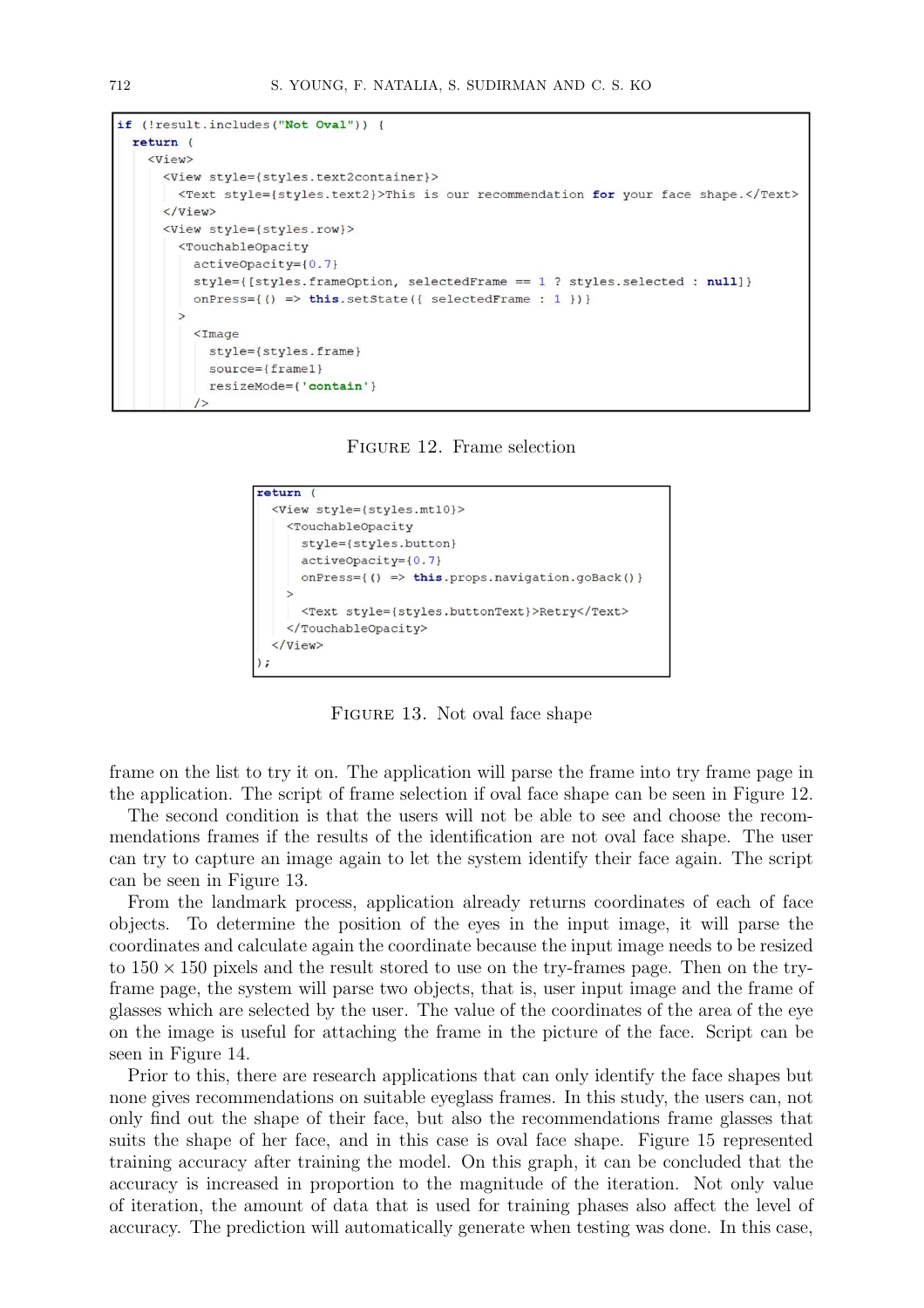```
if (!result.includes("Not Oval")) {
  return (
    <View>
      <View style={styles.text2container}>
        <Text style={styles.text2}>This is our recommendation for your face shape.</Text>
      </View>
      <View style={styles.row}>
        <TouchableOpacity
          activeOpacity={0.7}
          style={[styles.frameOption, selectedFrame == 1 ? styles.selected : null]}
          onPress={() => this.setState({ selectedFrame : 1 })}
        >
          <Image
            style={styles.frame}
            source={frame1}
            resizeMode={'contain'}
          />
```

Figure 12. Frame selection

```
return (
  <View style={styles.mt10}>
    <TouchableOpacity
      style={styles.button}
      activeOpacity={0.7}
      onPress={() => this.props.navigation.goBack()}
    >
      <Text style={styles.buttonText}>Retry</Text>
    </TouchableOpacity>
  </View>
);
```

Figure 13. Not oval face shape

frame on the list to try it on. The application will parse the frame into try frame page in the application. The script of frame selection if oval face shape can be seen in Figure 12.

The second condition is that the users will not be able to see and choose the recommendations frames if the results of the identification are not oval face shape. The user can try to capture an image again to let the system identify their face again. The script can be seen in Figure 13.

From the landmark process, application already returns coordinates of each of face objects. To determine the position of the eyes in the input image, it will parse the coordinates and calculate again the coordinate because the input image needs to be resized to $150 \times 150$ pixels and the result stored to use on the try-frames page. Then on the try-frame page, the system will parse two objects, that is, user input image and the frame of glasses which are selected by the user. The value of the coordinates of the area of the eye on the image is useful for attaching the frame in the picture of the face. Script can be seen in Figure 14.

Prior to this, there are research applications that can only identify the face shapes but none gives recommendations on suitable eyeglass frames. In this study, the users can, not only find out the shape of their face, but also the recommendations frame glasses that suits the shape of her face, and in this case is oval face shape. Figure 15 represented training accuracy after training the model. On this graph, it can be concluded that the accuracy is increased in proportion to the magnitude of the iteration. Not only value of iteration, the amount of data that is used for training phases also affect the level of accuracy. The prediction will automatically generate when testing was done. In this case,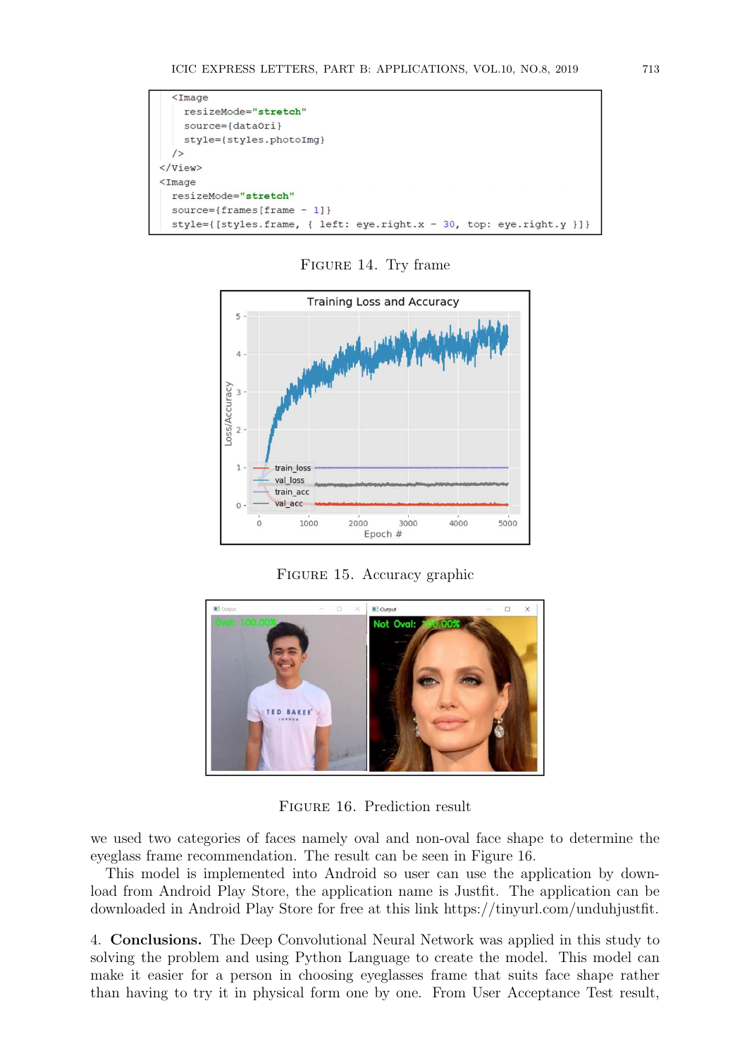```
  <Image
    resizeMode="stretch"
    source={dataOri}
    style={styles.photoImg}
  />
</View>
<Image
  resizeMode="stretch"
  source={frames[frame - 1]}
  style={[styles.frame, { left: eye.right.x - 30, top: eye.right.y }]}
```

Figure 14. Try frame

Figure 15. Accuracy graphic

Figure 16. Prediction result

we used two categories of faces namely oval and non-oval face shape to determine the eyeglass frame recommendation. The result can be seen in Figure 16.

This model is implemented into Android so user can use the application by download from Android Play Store, the application name is Justfit. The application can be downloaded in Android Play Store for free at this link https://tinyurl.com/unduhjustfit.

4. **Conclusions.** The Deep Convolutional Neural Network was applied in this study to solving the problem and using Python Language to create the model. This model can make it easier for a person in choosing eyeglasses frame that suits face shape rather than having to try it in physical form one by one. From User Acceptance Test result,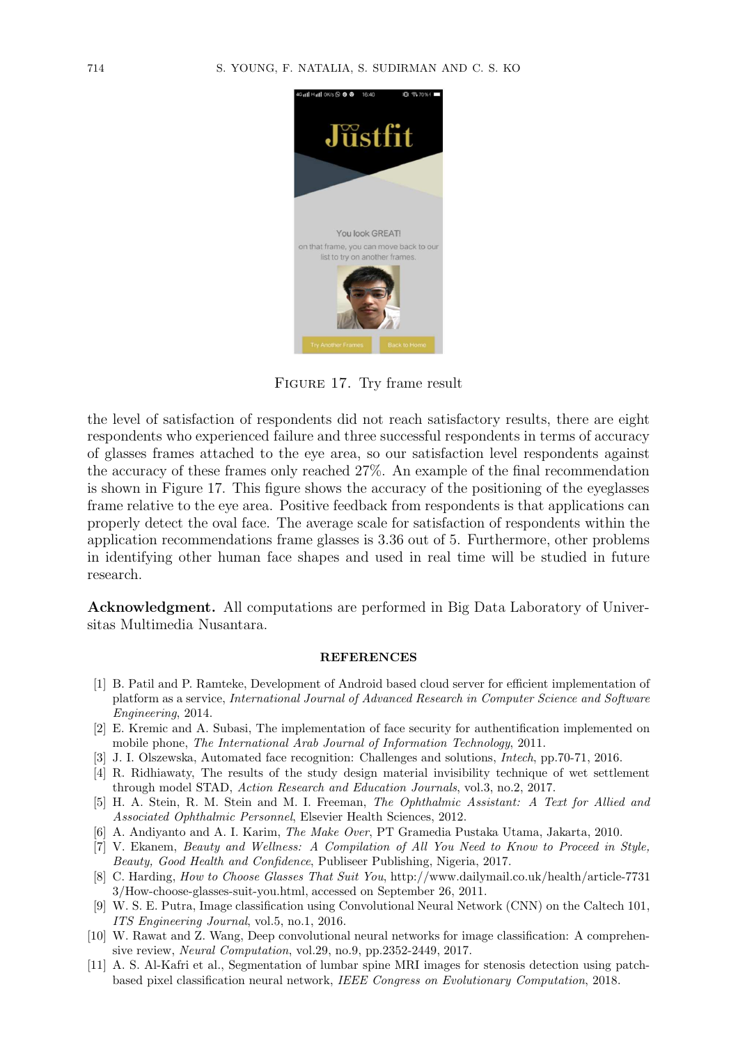Figure 17. Try frame result

the level of satisfaction of respondents did not reach satisfactory results, there are eight respondents who experienced failure and three successful respondents in terms of accuracy of glasses frames attached to the eye area, so our satisfaction level respondents against the accuracy of these frames only reached 27%. An example of the final recommendation is shown in Figure 17. This figure shows the accuracy of the positioning of the eyeglasses frame relative to the eye area. Positive feedback from respondents is that applications can properly detect the oval face. The average scale for satisfaction of respondents within the application recommendations frame glasses is 3.36 out of 5. Furthermore, other problems in identifying other human face shapes and used in real time will be studied in future research.

**Acknowledgment.** All computations are performed in Big Data Laboratory of Universitas Multimedia Nusantara.

## REFERENCES

[1] B. Patil and P. Ramteke, Development of Android based cloud server for efficient implementation of platform as a service, *International Journal of Advanced Research in Computer Science and Software Engineering*, 2014.

[2] E. Kremic and A. Subasi, The implementation of face security for authentification implemented on mobile phone, *The International Arab Journal of Information Technology*, 2011.

[3] J. I. Olszewska, Automated face recognition: Challenges and solutions, *Intech*, pp.70-71, 2016.

[4] R. Ridhiawaty, The results of the study design material invisibility technique of wet settlement through model STAD, *Action Research and Education Journals*, vol.3, no.2, 2017.

[5] H. A. Stein, R. M. Stein and M. I. Freeman, *The Ophthalmic Assistant: A Text for Allied and Associated Ophthalmic Personnel*, Elsevier Health Sciences, 2012.

[6] A. Andiyanto and A. I. Karim, *The Make Over*, PT Gramedia Pustaka Utama, Jakarta, 2010.

[7] V. Ekanem, *Beauty and Wellness: A Compilation of All You Need to Know to Proceed in Style, Beauty, Good Health and Confidence*, Publiseer Publishing, Nigeria, 2017.

[8] C. Harding, *How to Choose Glasses That Suit You*, http://www.dailymail.co.uk/health/article-77313/How-choose-glasses-suit-you.html, accessed on September 26, 2011.

[9] W. S. E. Putra, Image classification using Convolutional Neural Network (CNN) on the Caltech 101, *ITS Engineering Journal*, vol.5, no.1, 2016.

[10] W. Rawat and Z. Wang, Deep convolutional neural networks for image classification: A comprehensive review, *Neural Computation*, vol.29, no.9, pp.2352-2449, 2017.

[11] A. S. Al-Kafri et al., Segmentation of lumbar spine MRI images for stenosis detection using patch-based pixel classification neural network, *IEEE Congress on Evolutionary Computation*, 2018.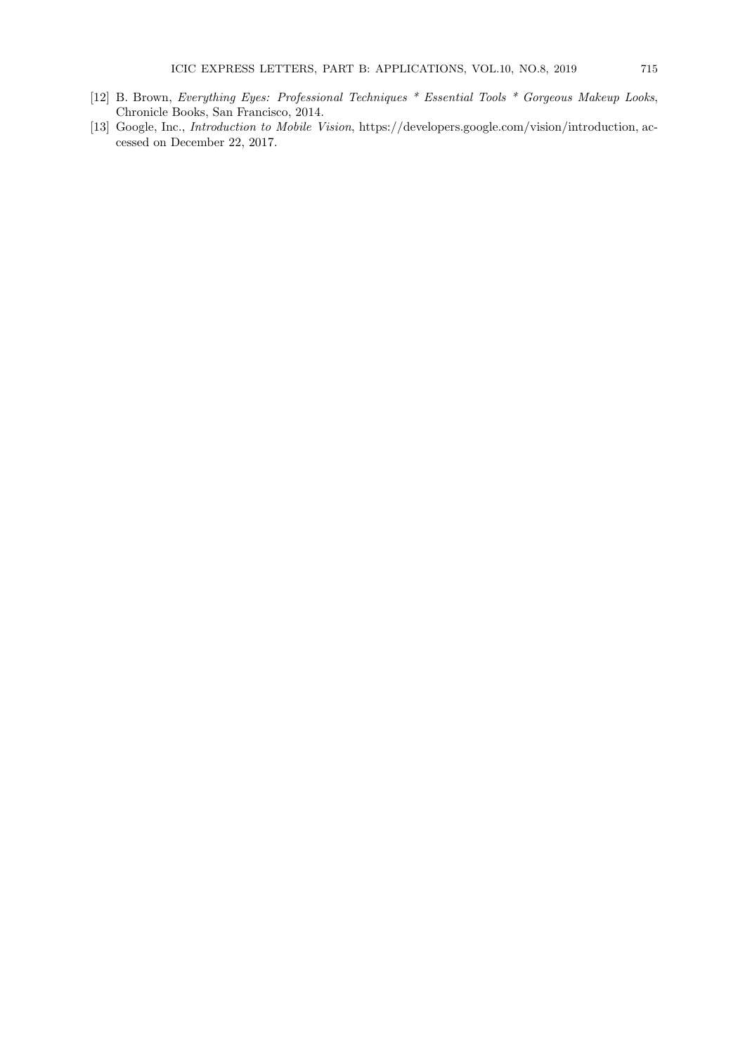[12] B. Brown, *Everything Eyes: Professional Techniques * Essential Tools * Gorgeous Makeup Looks*, Chronicle Books, San Francisco, 2014.

[13] Google, Inc., *Introduction to Mobile Vision*, https://developers.google.com/vision/introduction, accessed on December 22, 2017.